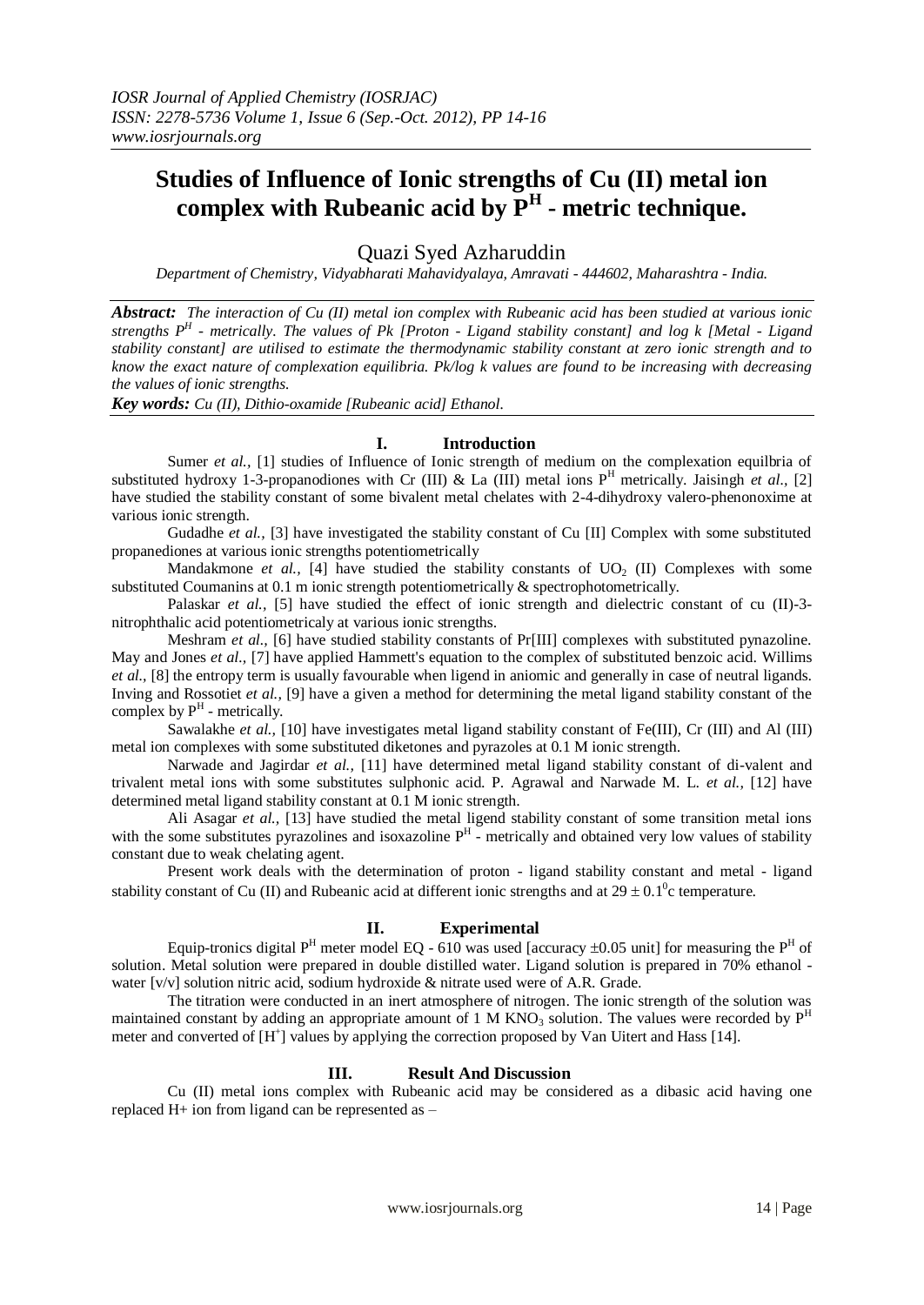# Studies of Influence of Ionic strengths of Cu (II) metal ion complex with Rubeanic acid by $P^H$ - metric technique.

Quazi Syed Azharuddin

*Department of Chemistry, Vidyabharati Mahavidyalaya, Amravati - 444602, Maharashtra - India.*

***Abstract:*** *The interaction of Cu (II) metal ion complex with Rubeanic acid has been studied at various ionic strengths $P^H$ - metrically. The values of Pk [Proton - Ligand stability constant] and log k [Metal - Ligand stability constant] are utilised to estimate the thermodynamic stability constant at zero ionic strength and to know the exact nature of complexation equilibria. Pk/log k values are found to be increasing with decreasing the values of ionic strengths.*

***Key words:*** *Cu (II), Dithio-oxamide [Rubeanic acid] Ethanol.*

## I. Introduction

Sumer *et al.,* [1] studies of Influence of Ionic strength of medium on the complexation equilbria of substituted hydroxy 1-3-propanodiones with Cr (III) & La (III) metal ions $P^H$ metrically. Jaisingh *et al.,* [2] have studied the stability constant of some bivalent metal chelates with 2-4-dihydroxy valero-phenonoxime at various ionic strength.

Gudadhe *et al.,* [3] have investigated the stability constant of Cu [II] Complex with some substituted propanediones at various ionic strengths potentiometrically

Mandakmone *et al.,* [4] have studied the stability constants of $UO_2$ (II) Complexes with some substituted Coumanins at 0.1 m ionic strength potentiometrically & spectrophotometrically.

Palaskar *et al.,* [5] have studied the effect of ionic strength and dielectric constant of cu (II)-3-nitrophthalic acid potentiometricaly at various ionic strengths.

Meshram *et al.,* [6] have studied stability constants of Pr[III] complexes with substituted pynazoline. May and Jones *et al.,* [7] have applied Hammett's equation to the complex of substituted benzoic acid. Willims *et al.,* [8] the entropy term is usually favourable when ligend in aniomic and generally in case of neutral ligands. Inving and Rossotiet *et al.,* [9] have a given a method for determining the metal ligand stability constant of the complex by $P^H$ - metrically.

Sawalakhe *et al.,* [10] have investigates metal ligand stability constant of Fe(III), Cr (III) and Al (III) metal ion complexes with some substituted diketones and pyrazoles at 0.1 M ionic strength.

Narwade and Jagirdar *et al.,* [11] have determined metal ligand stability constant of di-valent and trivalent metal ions with some substitutes sulphonic acid. P. Agrawal and Narwade M. L. *et al.,* [12] have determined metal ligand stability constant at 0.1 M ionic strength.

Ali Asagar *et al.,* [13] have studied the metal ligend stability constant of some transition metal ions with the some substitutes pyrazolines and isoxazoline $P^H$ - metrically and obtained very low values of stability constant due to weak chelating agent.

Present work deals with the determination of proton - ligand stability constant and metal - ligand stability constant of Cu (II) and Rubeanic acid at different ionic strengths and at $29 \pm 0.1^0$c temperature.

## II. Experimental

Equip-tronics digital $P^H$ meter model EQ - 610 was used [accuracy ±0.05 unit] for measuring the $P^H$ of solution. Metal solution were prepared in double distilled water. Ligand solution is prepared in 70% ethanol - water [v/v] solution nitric acid, sodium hydroxide & nitrate used were of A.R. Grade.

The titration were conducted in an inert atmosphere of nitrogen. The ionic strength of the solution was maintained constant by adding an appropriate amount of 1 M $KNO_3$ solution. The values were recorded by $P^H$ meter and converted of $[H^+]$ values by applying the correction proposed by Van Uitert and Hass [14].

## III. Result And Discussion

Cu (II) metal ions complex with Rubeanic acid may be considered as a dibasic acid having one replaced H+ ion from ligand can be represented as –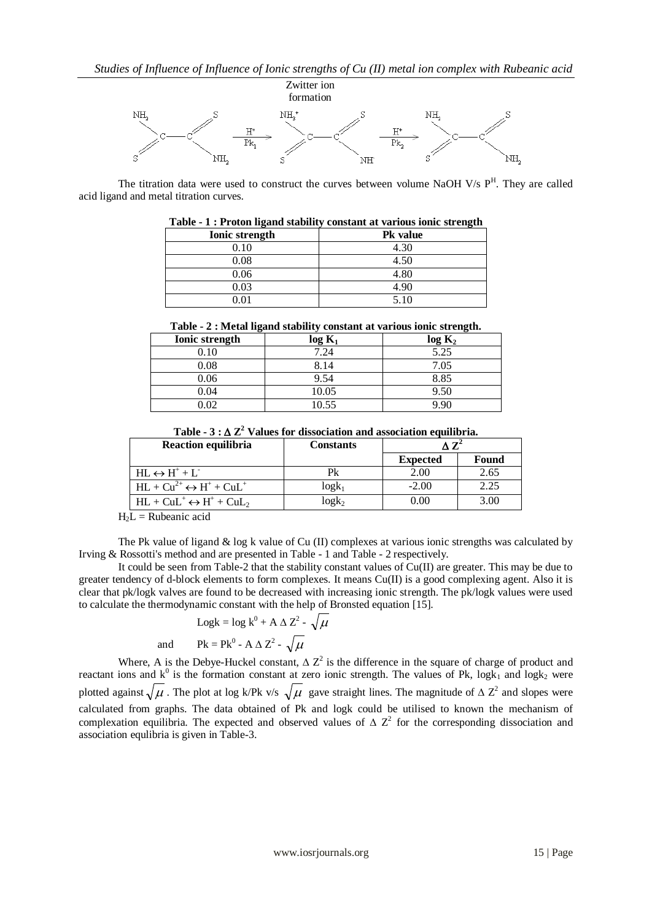Zwitter ion formation

The titration data were used to construct the curves between volume NaOH V/s $P^H$. They are called acid ligand and metal titration curves.

**Table - 1 : Proton ligand stability constant at various ionic strength**

| Ionic strength | Pk value |
|---|---|
| 0.10 | 4.30 |
| 0.08 | 4.50 |
| 0.06 | 4.80 |
| 0.03 | 4.90 |
| 0.01 | 5.10 |

**Table - 2 : Metal ligand stability constant at various ionic strength.**

| Ionic strength | $\log K_1$ | $\log K_2$ |
|---|---|---|
| 0.10 | 7.24 | 5.25 |
| 0.08 | 8.14 | 7.05 |
| 0.06 | 9.54 | 8.85 |
| 0.04 | 10.05 | 9.50 |
| 0.02 | 10.55 | 9.90 |

**Table - 3 : $\Delta Z^2$ Values for dissociation and association equilibria.**

| Reaction equilibria | Constants | $\Delta Z^2$ | |
|---|---|---|---|
| | | Expected | Found |
| $HL \leftrightarrow H^+ + L^-$ | Pk | 2.00 | 2.65 |
| $HL + Cu^{2+} \leftrightarrow H^+ + CuL^+$ | $\log k_1$ | -2.00 | 2.25 |
| $HL + CuL^+ \leftrightarrow H^+ + CuL_2$ | $\log k_2$ | 0.00 | 3.00 |

$H_2L$ = Rubeanic acid

The Pk value of ligand & log k value of Cu (II) complexes at various ionic strengths was calculated by Irving & Rossotti's method and are presented in Table - 1 and Table - 2 respectively.

It could be seen from Table-2 that the stability constant values of Cu(II) are greater. This may be due to greater tendency of d-block elements to form complexes. It means Cu(II) is a good complexing agent. Also it is clear that pk/logk valves are found to be decreased with increasing ionic strength. The pk/logk values were used to calculate the thermodynamic constant with the help of Bronsted equation [15].

$$\text{Log} k = \log k^0 + A \Delta Z^2 - \sqrt{\mu}$$

and

$$Pk = Pk^0 - A \Delta Z^2 - \sqrt{\mu}$$

Where, A is the Debye-Huckel constant, $\Delta Z^2$ is the difference in the square of charge of product and reactant ions and $k^0$ is the formation constant at zero ionic strength. The values of Pk, $\log k_1$ and $\log k_2$ were plotted against $\sqrt{\mu}$. The plot at log k/Pk v/s $\sqrt{\mu}$ gave straight lines. The magnitude of $\Delta Z^2$ and slopes were calculated from graphs. The data obtained of Pk and logk could be utilised to known the mechanism of complexation equilibria. The expected and observed values of $\Delta Z^2$ for the corresponding dissociation and association equlibria is given in Table-3.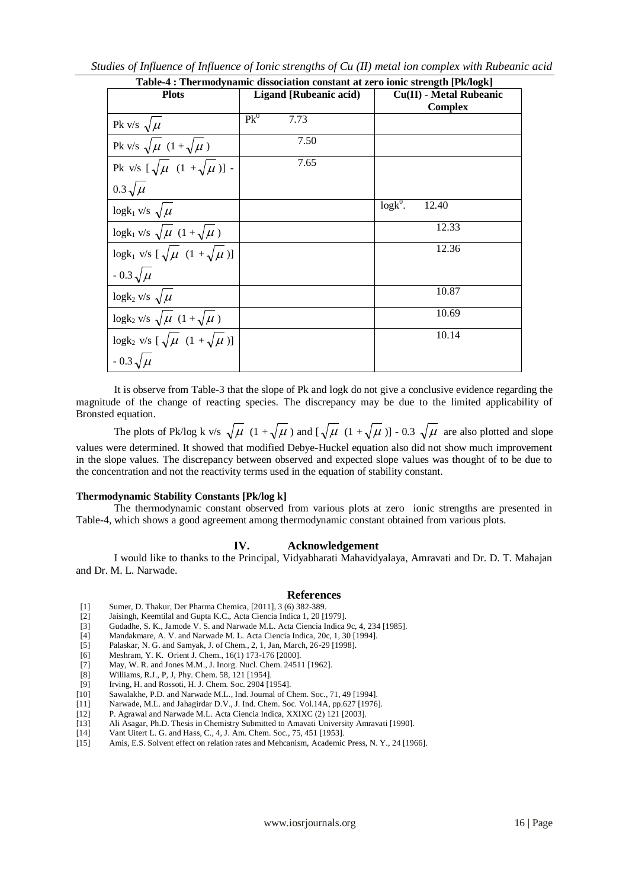**Table-4 : Thermodynamic dissociation constant at zero ionic strength [Pk/logk]**

| Plots | Ligand [Rubeanic acid] | Cu(II) - Metal Rubeanic Complex |
|---|---|---|
| Pk v/s $\sqrt{\mu}$ | $Pk^0$ 7.73 | |
| Pk v/s $\sqrt{\mu}$ $(1 + \sqrt{\mu})$ | 7.50 | |
| Pk v/s $[\sqrt{\mu}$ $(1 + \sqrt{\mu})]$ - $0.3\sqrt{\mu}$ | 7.65 | |
| $\log k_1$ v/s $\sqrt{\mu}$ | | $\log k^0$. 12.40 |
| $\log k_1$ v/s $\sqrt{\mu}$ $(1 + \sqrt{\mu})$ | | 12.33 |
| $\log k_1$ v/s $[\sqrt{\mu}$ $(1 + \sqrt{\mu})]$ - $0.3\sqrt{\mu}$ | | 12.36 |
| $\log k_2$ v/s $\sqrt{\mu}$ | | 10.87 |
| $\log k_2$ v/s $\sqrt{\mu}$ $(1 + \sqrt{\mu})$ | | 10.69 |
| $\log k_2$ v/s $[\sqrt{\mu}$ $(1 + \sqrt{\mu})]$ - $0.3\sqrt{\mu}$ | | 10.14 |

It is observe from Table-3 that the slope of Pk and logk do not give a conclusive evidence regarding the magnitude of the change of reacting species. The discrepancy may be due to the limited applicability of Bronsted equation.

The plots of Pk/log k v/s $\sqrt{\mu}$ $(1 + \sqrt{\mu})$ and $[\sqrt{\mu}$ $(1 + \sqrt{\mu})]$ - 0.3 $\sqrt{\mu}$ are also plotted and slope values were determined. It showed that modified Debye-Huckel equation also did not show much improvement in the slope values. The discrepancy between observed and expected slope values was thought of to be due to the concentration and not the reactivity terms used in the equation of stability constant.

**Thermodynamic Stability Constants [Pk/log k]**

The thermodynamic constant observed from various plots at zero ionic strengths are presented in Table-4, which shows a good agreement among thermodynamic constant obtained from various plots.

## IV. Acknowledgement

I would like to thanks to the Principal, Vidyabharati Mahavidyalaya, Amravati and Dr. D. T. Mahajan and Dr. M. L. Narwade.

## References

[1] Sumer, D. Thakur, Der Pharma Chemica, [2011], 3 (6) 382-389.
[2] Jaisingh, Keemtilal and Gupta K.C., Acta Ciencia Indica 1, 20 [1979].
[3] Gudadhe, S. K., Jamode V. S. and Narwade M.L. Acta Ciencia Indica 9c, 4, 234 [1985].
[4] Mandakmare, A. V. and Narwade M. L. Acta Ciencia Indica, 20c, 1, 30 [1994].
[5] Palaskar, N. G. and Samyak, J. of Chem., 2, 1, Jan, March, 26-29 [1998].
[6] Meshram, Y. K. Orient J. Chem., 16(1) 173-176 [2000].
[7] May, W. R. and Jones M.M., J. Inorg. Nucl. Chem. 24511 [1962].
[8] Williams, R.J., P, J, Phy. Chem. 58, 121 [1954].
[9] Irving, H. and Rossoti, H. J. Chem. Soc. 2904 [1954].
[10] Sawalakhe, P.D. and Narwade M.L., Ind. Journal of Chem. Soc., 71, 49 [1994].
[11] Narwade, M.L. and Jahagirdar D.V., J. Ind. Chem. Soc. Vol.14A, pp.627 [1976].
[12] P. Agrawal and Narwade M.L. Acta Ciencia Indica, XXIXC (2) 121 [2003].
[13] Ali Asagar, Ph.D. Thesis in Chemistry Submitted to Amavati University Amravati [1990].
[14] Vant Uitert L. G. and Hass, C., 4, J. Am. Chem. Soc., 75, 451 [1953].
[15] Amis, E.S. Solvent effect on relation rates and Mehcanism, Academic Press, N. Y., 24 [1966].